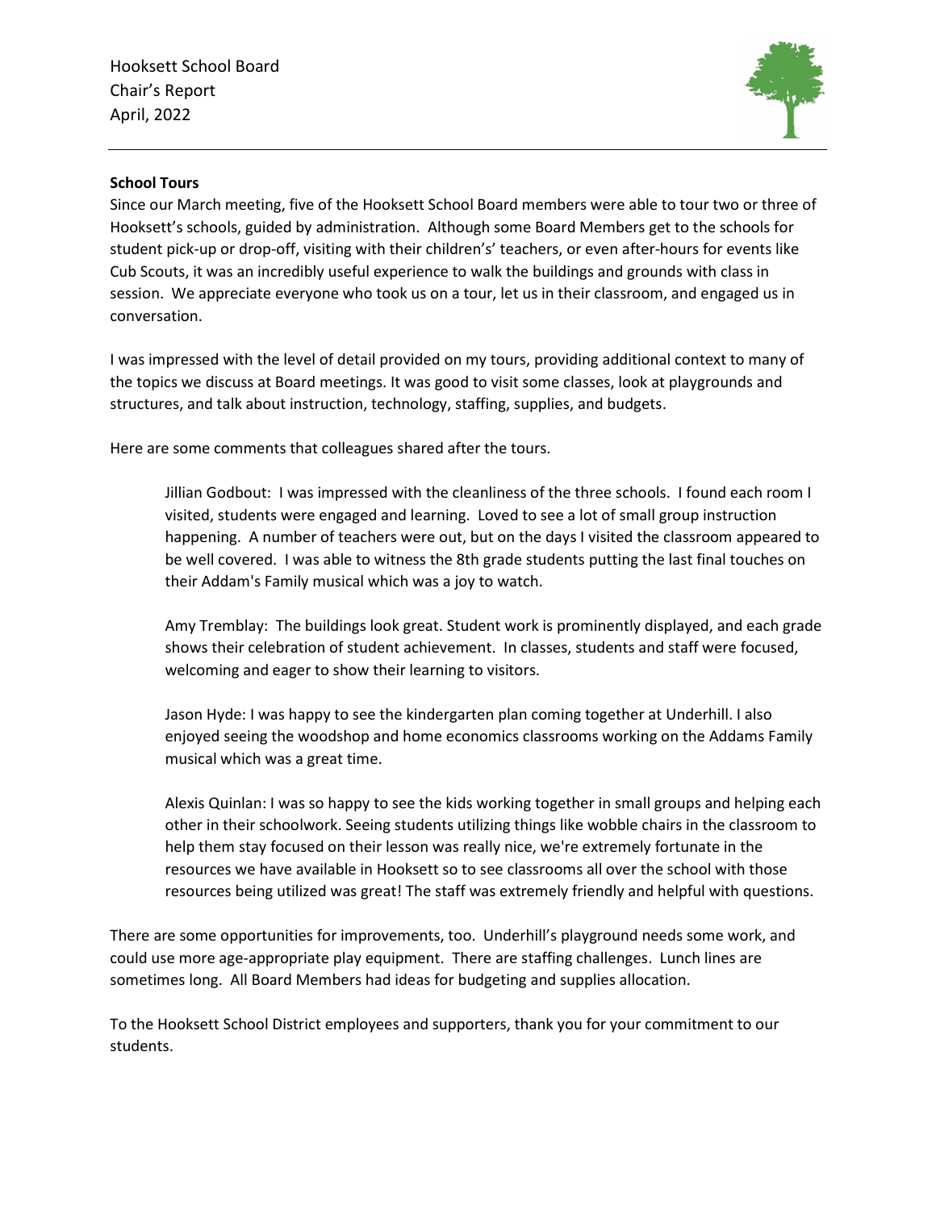Hooksett School Board
Chair's Report
April, 2022

**School Tours**

Since our March meeting, five of the Hooksett School Board members were able to tour two or three of Hooksett's schools, guided by administration. Although some Board Members get to the schools for student pick-up or drop-off, visiting with their children's' teachers, or even after-hours for events like Cub Scouts, it was an incredibly useful experience to walk the buildings and grounds with class in session. We appreciate everyone who took us on a tour, let us in their classroom, and engaged us in conversation.

I was impressed with the level of detail provided on my tours, providing additional context to many of the topics we discuss at Board meetings. It was good to visit some classes, look at playgrounds and structures, and talk about instruction, technology, staffing, supplies, and budgets.

Here are some comments that colleagues shared after the tours.

> Jillian Godbout: I was impressed with the cleanliness of the three schools. I found each room I visited, students were engaged and learning. Loved to see a lot of small group instruction happening. A number of teachers were out, but on the days I visited the classroom appeared to be well covered. I was able to witness the 8th grade students putting the last final touches on their Addam's Family musical which was a joy to watch.
>
> Amy Tremblay: The buildings look great. Student work is prominently displayed, and each grade shows their celebration of student achievement. In classes, students and staff were focused, welcoming and eager to show their learning to visitors.
>
> Jason Hyde: I was happy to see the kindergarten plan coming together at Underhill. I also enjoyed seeing the woodshop and home economics classrooms working on the Addams Family musical which was a great time.
>
> Alexis Quinlan: I was so happy to see the kids working together in small groups and helping each other in their schoolwork. Seeing students utilizing things like wobble chairs in the classroom to help them stay focused on their lesson was really nice, we're extremely fortunate in the resources we have available in Hooksett so to see classrooms all over the school with those resources being utilized was great! The staff was extremely friendly and helpful with questions.

There are some opportunities for improvements, too. Underhill's playground needs some work, and could use more age-appropriate play equipment. There are staffing challenges. Lunch lines are sometimes long. All Board Members had ideas for budgeting and supplies allocation.

To the Hooksett School District employees and supporters, thank you for your commitment to our students.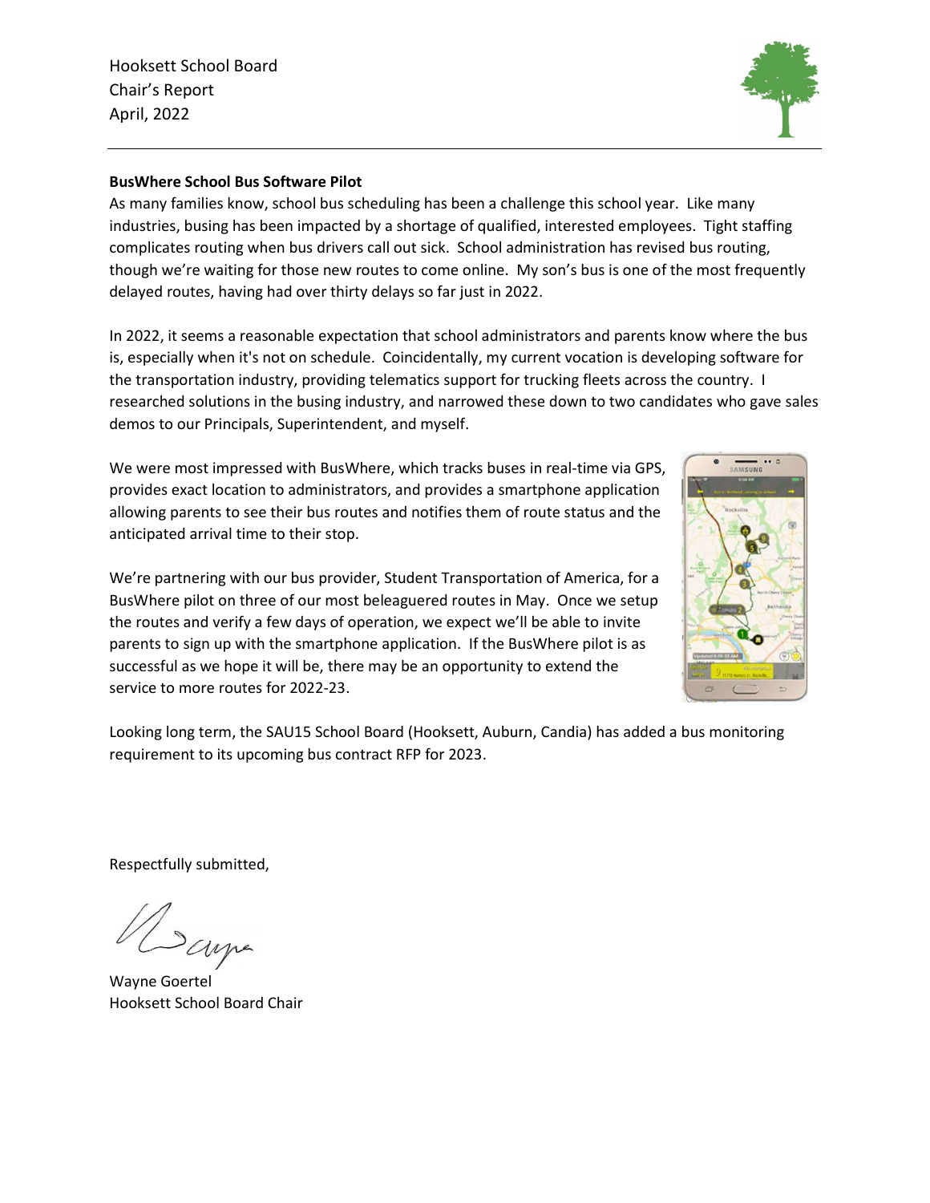Hooksett School Board
Chair's Report
April, 2022

**BusWhere School Bus Software Pilot**

As many families know, school bus scheduling has been a challenge this school year. Like many industries, busing has been impacted by a shortage of qualified, interested employees. Tight staffing complicates routing when bus drivers call out sick. School administration has revised bus routing, though we're waiting for those new routes to come online. My son's bus is one of the most frequently delayed routes, having had over thirty delays so far just in 2022.

In 2022, it seems a reasonable expectation that school administrators and parents know where the bus is, especially when it's not on schedule. Coincidentally, my current vocation is developing software for the transportation industry, providing telematics support for trucking fleets across the country. I researched solutions in the busing industry, and narrowed these down to two candidates who gave sales demos to our Principals, Superintendent, and myself.

We were most impressed with BusWhere, which tracks buses in real-time via GPS, provides exact location to administrators, and provides a smartphone application allowing parents to see their bus routes and notifies them of route status and the anticipated arrival time to their stop.

We're partnering with our bus provider, Student Transportation of America, for a BusWhere pilot on three of our most beleaguered routes in May. Once we setup the routes and verify a few days of operation, we expect we'll be able to invite parents to sign up with the smartphone application. If the BusWhere pilot is as successful as we hope it will be, there may be an opportunity to extend the service to more routes for 2022-23.

Looking long term, the SAU15 School Board (Hooksett, Auburn, Candia) has added a bus monitoring requirement to its upcoming bus contract RFP for 2023.

Respectfully submitted,

Wayne Goertel
Hooksett School Board Chair